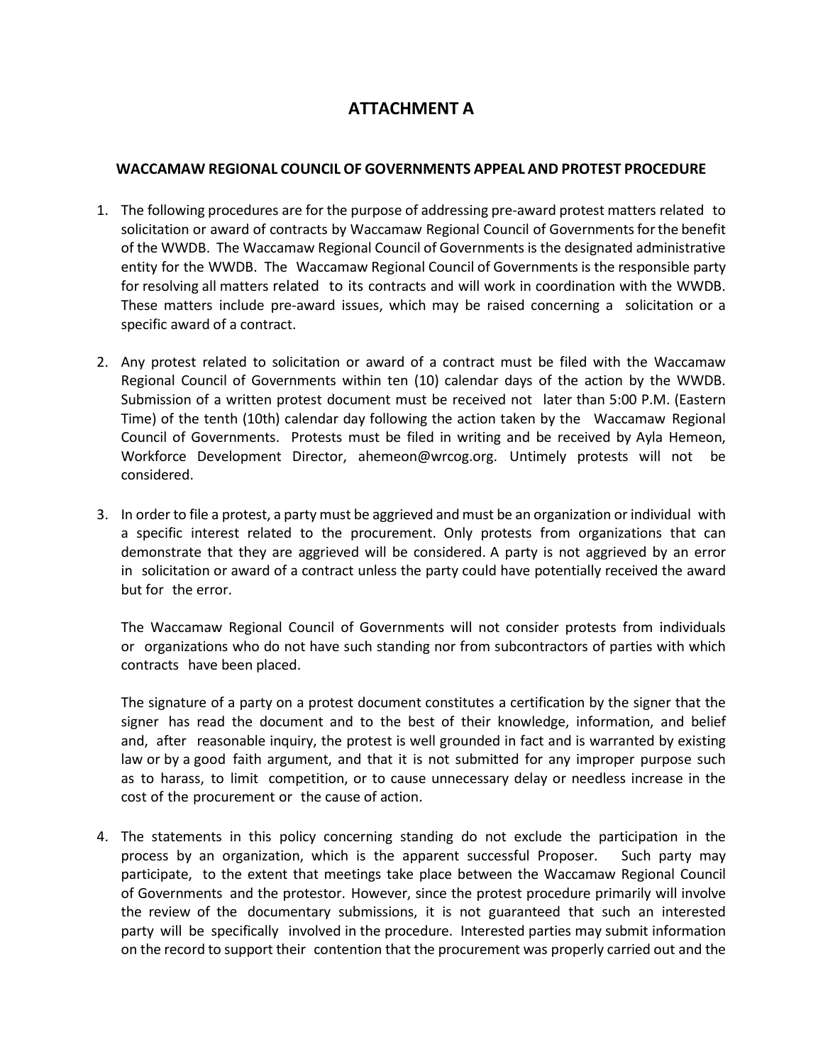# ATTACHMENT A

## WACCAMAW REGIONAL COUNCIL OF GOVERNMENTS APPEAL AND PROTEST PROCEDURE

1. The following procedures are for the purpose of addressing pre-award protest matters related to solicitation or award of contracts by Waccamaw Regional Council of Governments for the benefit of the WWDB. The Waccamaw Regional Council of Governments is the designated administrative entity for the WWDB. The Waccamaw Regional Council of Governments is the responsible party for resolving all matters related to its contracts and will work in coordination with the WWDB. These matters include pre-award issues, which may be raised concerning a solicitation or a specific award of a contract.

2. Any protest related to solicitation or award of a contract must be filed with the Waccamaw Regional Council of Governments within ten (10) calendar days of the action by the WWDB. Submission of a written protest document must be received not later than 5:00 P.M. (Eastern Time) of the tenth (10th) calendar day following the action taken by the Waccamaw Regional Council of Governments. Protests must be filed in writing and be received by Ayla Hemeon, Workforce Development Director, ahemeon@wrcog.org. Untimely protests will not be considered.

3. In order to file a protest, a party must be aggrieved and must be an organization or individual with a specific interest related to the procurement. Only protests from organizations that can demonstrate that they are aggrieved will be considered. A party is not aggrieved by an error in solicitation or award of a contract unless the party could have potentially received the award but for the error.

   The Waccamaw Regional Council of Governments will not consider protests from individuals or organizations who do not have such standing nor from subcontractors of parties with which contracts have been placed.

   The signature of a party on a protest document constitutes a certification by the signer that the signer has read the document and to the best of their knowledge, information, and belief and, after reasonable inquiry, the protest is well grounded in fact and is warranted by existing law or by a good faith argument, and that it is not submitted for any improper purpose such as to harass, to limit competition, or to cause unnecessary delay or needless increase in the cost of the procurement or the cause of action.

4. The statements in this policy concerning standing do not exclude the participation in the process by an organization, which is the apparent successful Proposer. Such party may participate, to the extent that meetings take place between the Waccamaw Regional Council of Governments and the protestor. However, since the protest procedure primarily will involve the review of the documentary submissions, it is not guaranteed that such an interested party will be specifically involved in the procedure. Interested parties may submit information on the record to support their contention that the procurement was properly carried out and the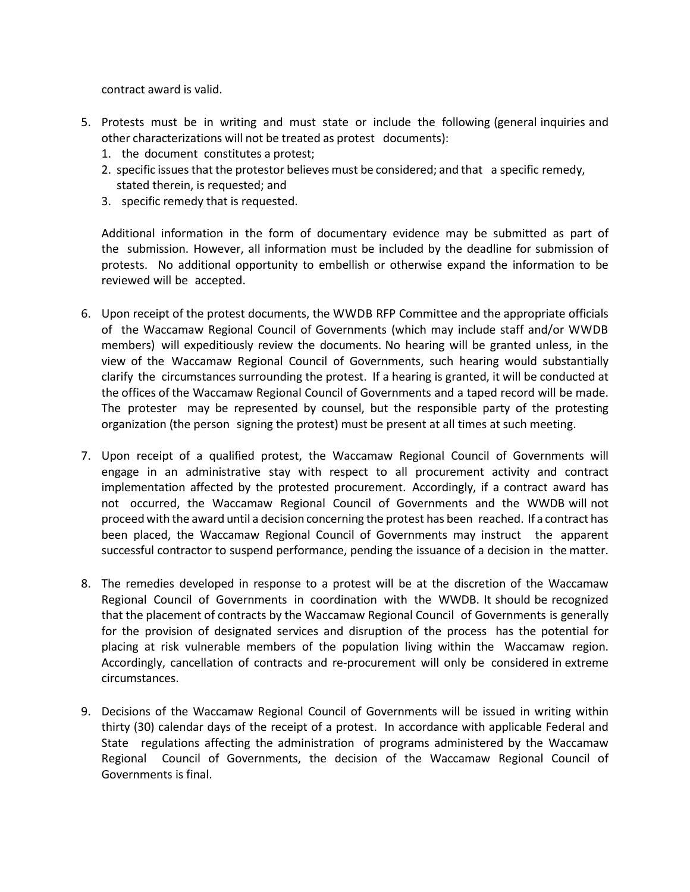contract award is valid.

5. Protests must be in writing and must state or include the following (general inquiries and other characterizations will not be treated as protest documents):
   1. the document constitutes a protest;
   2. specific issues that the protestor believes must be considered; and that a specific remedy, stated therein, is requested; and
   3. specific remedy that is requested.

   Additional information in the form of documentary evidence may be submitted as part of the submission. However, all information must be included by the deadline for submission of protests. No additional opportunity to embellish or otherwise expand the information to be reviewed will be accepted.

6. Upon receipt of the protest documents, the WWDB RFP Committee and the appropriate officials of the Waccamaw Regional Council of Governments (which may include staff and/or WWDB members) will expeditiously review the documents. No hearing will be granted unless, in the view of the Waccamaw Regional Council of Governments, such hearing would substantially clarify the circumstances surrounding the protest. If a hearing is granted, it will be conducted at the offices of the Waccamaw Regional Council of Governments and a taped record will be made. The protester may be represented by counsel, but the responsible party of the protesting organization (the person signing the protest) must be present at all times at such meeting.

7. Upon receipt of a qualified protest, the Waccamaw Regional Council of Governments will engage in an administrative stay with respect to all procurement activity and contract implementation affected by the protested procurement. Accordingly, if a contract award has not occurred, the Waccamaw Regional Council of Governments and the WWDB will not proceed with the award until a decision concerning the protest has been reached. If a contract has been placed, the Waccamaw Regional Council of Governments may instruct the apparent successful contractor to suspend performance, pending the issuance of a decision in the matter.

8. The remedies developed in response to a protest will be at the discretion of the Waccamaw Regional Council of Governments in coordination with the WWDB. It should be recognized that the placement of contracts by the Waccamaw Regional Council of Governments is generally for the provision of designated services and disruption of the process has the potential for placing at risk vulnerable members of the population living within the Waccamaw region. Accordingly, cancellation of contracts and re-procurement will only be considered in extreme circumstances.

9. Decisions of the Waccamaw Regional Council of Governments will be issued in writing within thirty (30) calendar days of the receipt of a protest. In accordance with applicable Federal and State regulations affecting the administration of programs administered by the Waccamaw Regional Council of Governments, the decision of the Waccamaw Regional Council of Governments is final.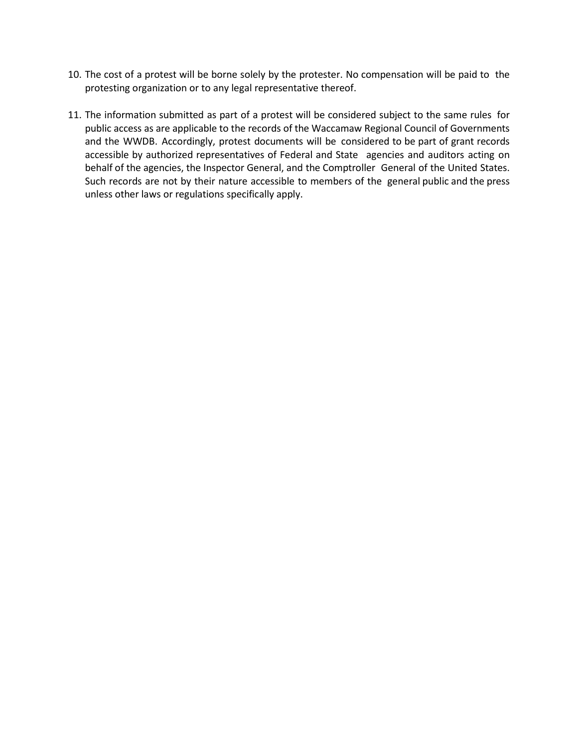10. The cost of a protest will be borne solely by the protester. No compensation will be paid to the protesting organization or to any legal representative thereof.

11. The information submitted as part of a protest will be considered subject to the same rules for public access as are applicable to the records of the Waccamaw Regional Council of Governments and the WWDB. Accordingly, protest documents will be considered to be part of grant records accessible by authorized representatives of Federal and State agencies and auditors acting on behalf of the agencies, the Inspector General, and the Comptroller General of the United States. Such records are not by their nature accessible to members of the general public and the press unless other laws or regulations specifically apply.